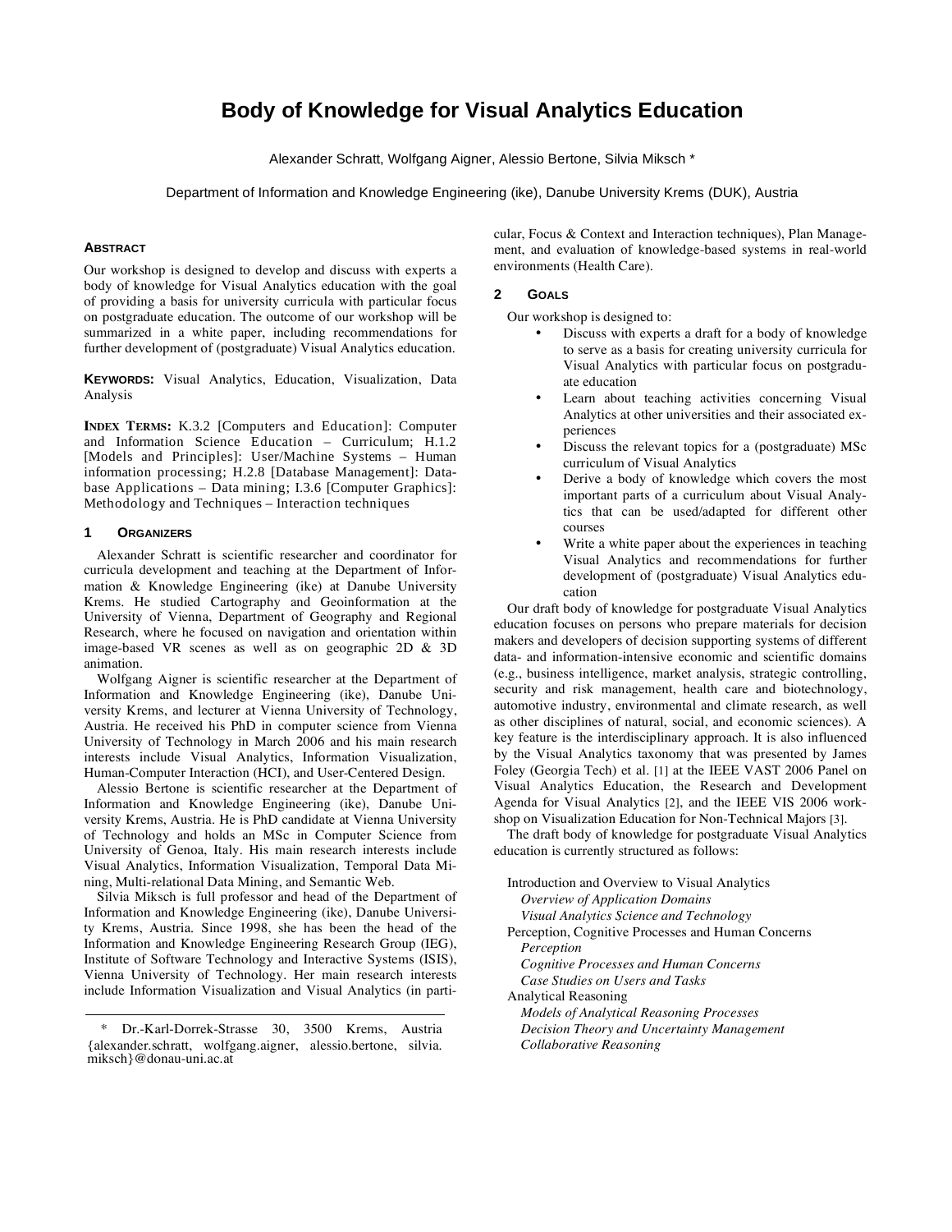# Body of Knowledge for Visual Analytics Education

Alexander Schratt, Wolfgang Aigner, Alessio Bertone, Silvia Miksch *

Department of Information and Knowledge Engineering (ike), Danube University Krems (DUK), Austria

## Abstract

Our workshop is designed to develop and discuss with experts a body of knowledge for Visual Analytics education with the goal of providing a basis for university curricula with particular focus on postgraduate education. The outcome of our workshop will be summarized in a white paper, including recommendations for further development of (postgraduate) Visual Analytics education.

**Keywords:** Visual Analytics, Education, Visualization, Data Analysis

**Index Terms:** K.3.2 [Computers and Education]: Computer and Information Science Education – Curriculum; H.1.2 [Models and Principles]: User/Machine Systems – Human information processing; H.2.8 [Database Management]: Database Applications – Data mining; I.3.6 [Computer Graphics]: Methodology and Techniques – Interaction techniques

## 1 Organizers

Alexander Schratt is scientific researcher and coordinator for curricula development and teaching at the Department of Information & Knowledge Engineering (ike) at Danube University Krems. He studied Cartography and Geoinformation at the University of Vienna, Department of Geography and Regional Research, where he focused on navigation and orientation within image-based VR scenes as well as on geographic 2D & 3D animation.

Wolfgang Aigner is scientific researcher at the Department of Information and Knowledge Engineering (ike), Danube University Krems, and lecturer at Vienna University of Technology, Austria. He received his PhD in computer science from Vienna University of Technology in March 2006 and his main research interests include Visual Analytics, Information Visualization, Human-Computer Interaction (HCI), and User-Centered Design.

Alessio Bertone is scientific researcher at the Department of Information and Knowledge Engineering (ike), Danube University Krems, Austria. He is PhD candidate at Vienna University of Technology and holds an MSc in Computer Science from University of Genoa, Italy. His main research interests include Visual Analytics, Information Visualization, Temporal Data Mining, Multi-relational Data Mining, and Semantic Web.

Silvia Miksch is full professor and head of the Department of Information and Knowledge Engineering (ike), Danube University Krems, Austria. Since 1998, she has been the head of the Information and Knowledge Engineering Research Group (IEG), Institute of Software Technology and Interactive Systems (ISIS), Vienna University of Technology. Her main research interests include Information Visualization and Visual Analytics (in particular, Focus & Context and Interaction techniques), Plan Management, and evaluation of knowledge-based systems in real-world environments (Health Care).

## 2 Goals

Our workshop is designed to:

- Discuss with experts a draft for a body of knowledge to serve as a basis for creating university curricula for Visual Analytics with particular focus on postgraduate education
- Learn about teaching activities concerning Visual Analytics at other universities and their associated experiences
- Discuss the relevant topics for a (postgraduate) MSc curriculum of Visual Analytics
- Derive a body of knowledge which covers the most important parts of a curriculum about Visual Analytics that can be used/adapted for different other courses
- Write a white paper about the experiences in teaching Visual Analytics and recommendations for further development of (postgraduate) Visual Analytics education

Our draft body of knowledge for postgraduate Visual Analytics education focuses on persons who prepare materials for decision makers and developers of decision supporting systems of different data- and information-intensive economic and scientific domains (e.g., business intelligence, market analysis, strategic controlling, security and risk management, health care and biotechnology, automotive industry, environmental and climate research, as well as other disciplines of natural, social, and economic sciences). A key feature is the interdisciplinary approach. It is also influenced by the Visual Analytics taxonomy that was presented by James Foley (Georgia Tech) et al. [1] at the IEEE VAST 2006 Panel on Visual Analytics Education, the Research and Development Agenda for Visual Analytics [2], and the IEEE VIS 2006 workshop on Visualization Education for Non-Technical Majors [3].

The draft body of knowledge for postgraduate Visual Analytics education is currently structured as follows:

Introduction and Overview to Visual Analytics
- *Overview of Application Domains*
- *Visual Analytics Science and Technology*

Perception, Cognitive Processes and Human Concerns
- *Perception*
- *Cognitive Processes and Human Concerns*
- *Case Studies on Users and Tasks*

Analytical Reasoning
- *Models of Analytical Reasoning Processes*
- *Decision Theory and Uncertainty Management*
- *Collaborative Reasoning*

---

* Dr.-Karl-Dorrek-Strasse 30, 3500 Krems, Austria {alexander.schratt, wolfgang.aigner, alessio.bertone, silvia.miksch}@donau-uni.ac.at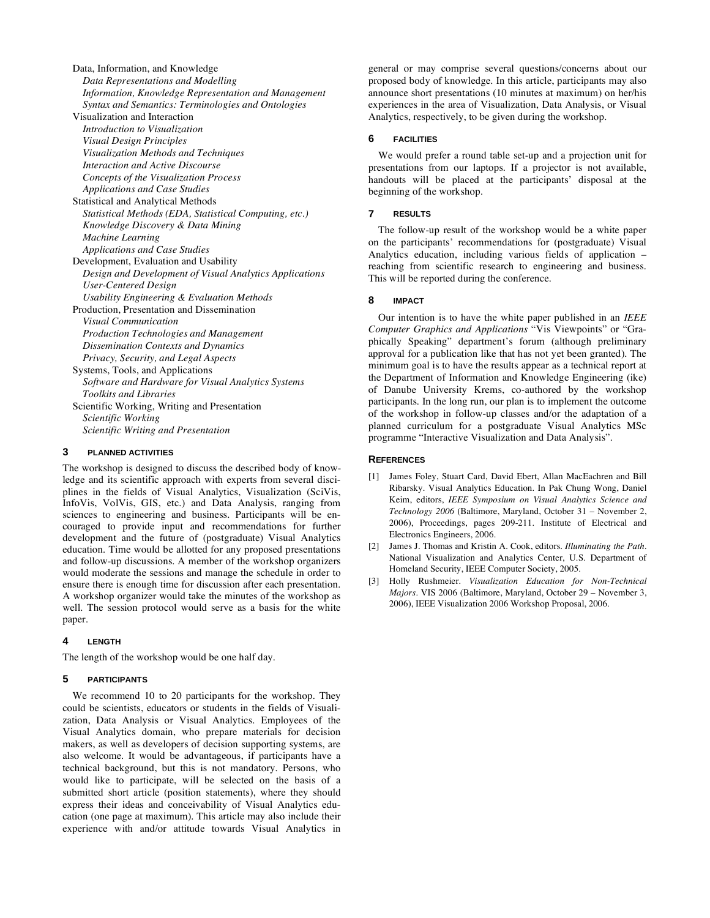Data, Information, and Knowledge

- *Data Representations and Modelling*
- *Information, Knowledge Representation and Management*
- *Syntax and Semantics: Terminologies and Ontologies*

Visualization and Interaction

- *Introduction to Visualization*
- *Visual Design Principles*
- *Visualization Methods and Techniques*
- *Interaction and Active Discourse*
- *Concepts of the Visualization Process*
- *Applications and Case Studies*

Statistical and Analytical Methods

- *Statistical Methods (EDA, Statistical Computing, etc.)*
- *Knowledge Discovery & Data Mining*
- *Machine Learning*
- *Applications and Case Studies*

Development, Evaluation and Usability

- *Design and Development of Visual Analytics Applications*
- *User-Centered Design*
- *Usability Engineering & Evaluation Methods*

Production, Presentation and Dissemination

- *Visual Communication*
- *Production Technologies and Management*
- *Dissemination Contexts and Dynamics*
- *Privacy, Security, and Legal Aspects*

Systems, Tools, and Applications

- *Software and Hardware for Visual Analytics Systems*
- *Toolkits and Libraries*

Scientific Working, Writing and Presentation

- *Scientific Working*
- *Scientific Writing and Presentation*

## 3 PLANNED ACTIVITIES

The workshop is designed to discuss the described body of knowledge and its scientific approach with experts from several disciplines in the fields of Visual Analytics, Visualization (SciVis, InfoVis, VolVis, GIS, etc.) and Data Analysis, ranging from sciences to engineering and business. Participants will be encouraged to provide input and recommendations for further development and the future of (postgraduate) Visual Analytics education. Time would be allotted for any proposed presentations and follow-up discussions. A member of the workshop organizers would moderate the sessions and manage the schedule in order to ensure there is enough time for discussion after each presentation. A workshop organizer would take the minutes of the workshop as well. The session protocol would serve as a basis for the white paper.

## 4 LENGTH

The length of the workshop would be one half day.

## 5 PARTICIPANTS

We recommend 10 to 20 participants for the workshop. They could be scientists, educators or students in the fields of Visualization, Data Analysis or Visual Analytics. Employees of the Visual Analytics domain, who prepare materials for decision makers, as well as developers of decision supporting systems, are also welcome. It would be advantageous, if participants have a technical background, but this is not mandatory. Persons, who would like to participate, will be selected on the basis of a submitted short article (position statements), where they should express their ideas and conceivability of Visual Analytics education (one page at maximum). This article may also include their experience with and/or attitude towards Visual Analytics in general or may comprise several questions/concerns about our proposed body of knowledge. In this article, participants may also announce short presentations (10 minutes at maximum) on her/his experiences in the area of Visualization, Data Analysis, or Visual Analytics, respectively, to be given during the workshop.

## 6 FACILITIES

We would prefer a round table set-up and a projection unit for presentations from our laptops. If a projector is not available, handouts will be placed at the participants' disposal at the beginning of the workshop.

## 7 RESULTS

The follow-up result of the workshop would be a white paper on the participants' recommendations for (postgraduate) Visual Analytics education, including various fields of application – reaching from scientific research to engineering and business. This will be reported during the conference.

## 8 IMPACT

Our intention is to have the white paper published in an *IEEE Computer Graphics and Applications* "Vis Viewpoints" or "Graphically Speaking" department's forum (although preliminary approval for a publication like that has not yet been granted). The minimum goal is to have the results appear as a technical report at the Department of Information and Knowledge Engineering (ike) of Danube University Krems, co-authored by the workshop participants. In the long run, our plan is to implement the outcome of the workshop in follow-up classes and/or the adaptation of a planned curriculum for a postgraduate Visual Analytics MSc programme "Interactive Visualization and Data Analysis".

## REFERENCES

[1] James Foley, Stuart Card, David Ebert, Allan MacEachren and Bill Ribarsky. Visual Analytics Education. In Pak Chung Wong, Daniel Keim, editors, *IEEE Symposium on Visual Analytics Science and Technology 2006* (Baltimore, Maryland, October 31 – November 2, 2006), Proceedings, pages 209-211. Institute of Electrical and Electronics Engineers, 2006.

[2] James J. Thomas and Kristin A. Cook, editors. *Illuminating the Path*. National Visualization and Analytics Center, U.S. Department of Homeland Security, IEEE Computer Society, 2005.

[3] Holly Rushmeier. *Visualization Education for Non-Technical Majors*. VIS 2006 (Baltimore, Maryland, October 29 – November 3, 2006), IEEE Visualization 2006 Workshop Proposal, 2006.